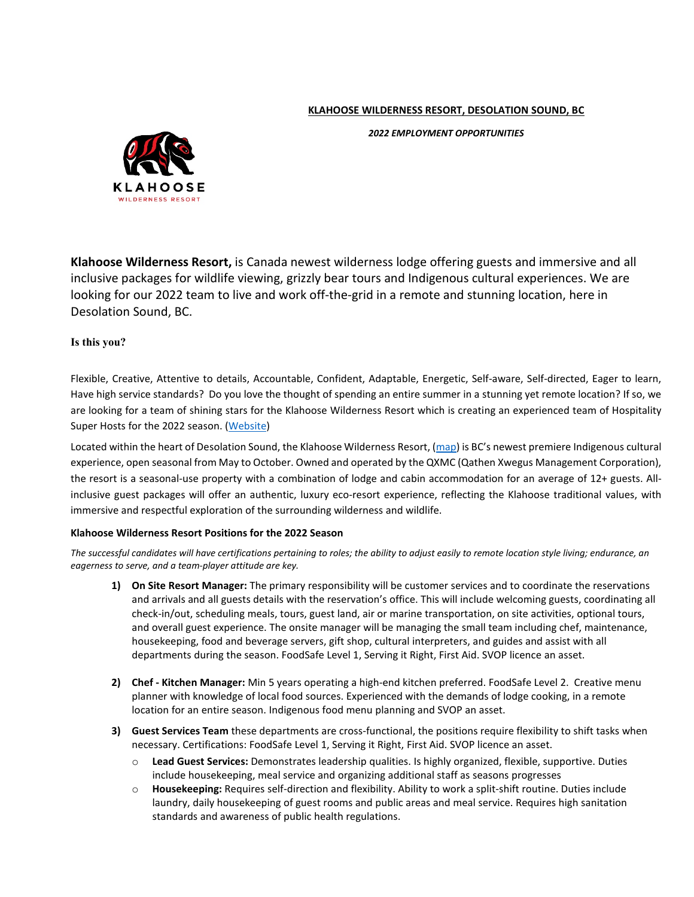**KLAHOOSE WILDERNESS RESORT, DESOLATION SOUND, BC**

***2022 EMPLOYMENT OPPORTUNITIES***

**Klahoose Wilderness Resort,** is Canada newest wilderness lodge offering guests and immersive and all inclusive packages for wildlife viewing, grizzly bear tours and Indigenous cultural experiences. We are looking for our 2022 team to live and work off-the-grid in a remote and stunning location, here in Desolation Sound, BC.

**Is this you?**

Flexible, Creative, Attentive to details, Accountable, Confident, Adaptable, Energetic, Self-aware, Self-directed, Eager to learn, Have high service standards? Do you love the thought of spending an entire summer in a stunning yet remote location? If so, we are looking for a team of shining stars for the Klahoose Wilderness Resort which is creating an experienced team of Hospitality Super Hosts for the 2022 season. (Website)

Located within the heart of Desolation Sound, the Klahoose Wilderness Resort, (map) is BC's newest premiere Indigenous cultural experience, open seasonal from May to October. Owned and operated by the QXMC (Qathen Xwegus Management Corporation), the resort is a seasonal-use property with a combination of lodge and cabin accommodation for an average of 12+ guests. All-inclusive guest packages will offer an authentic, luxury eco-resort experience, reflecting the Klahoose traditional values, with immersive and respectful exploration of the surrounding wilderness and wildlife.

**Klahoose Wilderness Resort Positions for the 2022 Season**

*The successful candidates will have certifications pertaining to roles; the ability to adjust easily to remote location style living; endurance, an eagerness to serve, and a team-player attitude are key.*

1) **On Site Resort Manager:** The primary responsibility will be customer services and to coordinate the reservations and arrivals and all guests details with the reservation's office. This will include welcoming guests, coordinating all check-in/out, scheduling meals, tours, guest land, air or marine transportation, on site activities, optional tours, and overall guest experience. The onsite manager will be managing the small team including chef, maintenance, housekeeping, food and beverage servers, gift shop, cultural interpreters, and guides and assist with all departments during the season. FoodSafe Level 1, Serving it Right, First Aid. SVOP licence an asset.

2) **Chef - Kitchen Manager:** Min 5 years operating a high-end kitchen preferred. FoodSafe Level 2. Creative menu planner with knowledge of local food sources. Experienced with the demands of lodge cooking, in a remote location for an entire season. Indigenous food menu planning and SVOP an asset.

3) **Guest Services Team** these departments are cross-functional, the positions require flexibility to shift tasks when necessary. Certifications: FoodSafe Level 1, Serving it Right, First Aid. SVOP licence an asset.
   - **Lead Guest Services:** Demonstrates leadership qualities. Is highly organized, flexible, supportive. Duties include housekeeping, meal service and organizing additional staff as seasons progresses
   - **Housekeeping:** Requires self-direction and flexibility. Ability to work a split-shift routine. Duties include laundry, daily housekeeping of guest rooms and public areas and meal service. Requires high sanitation standards and awareness of public health regulations.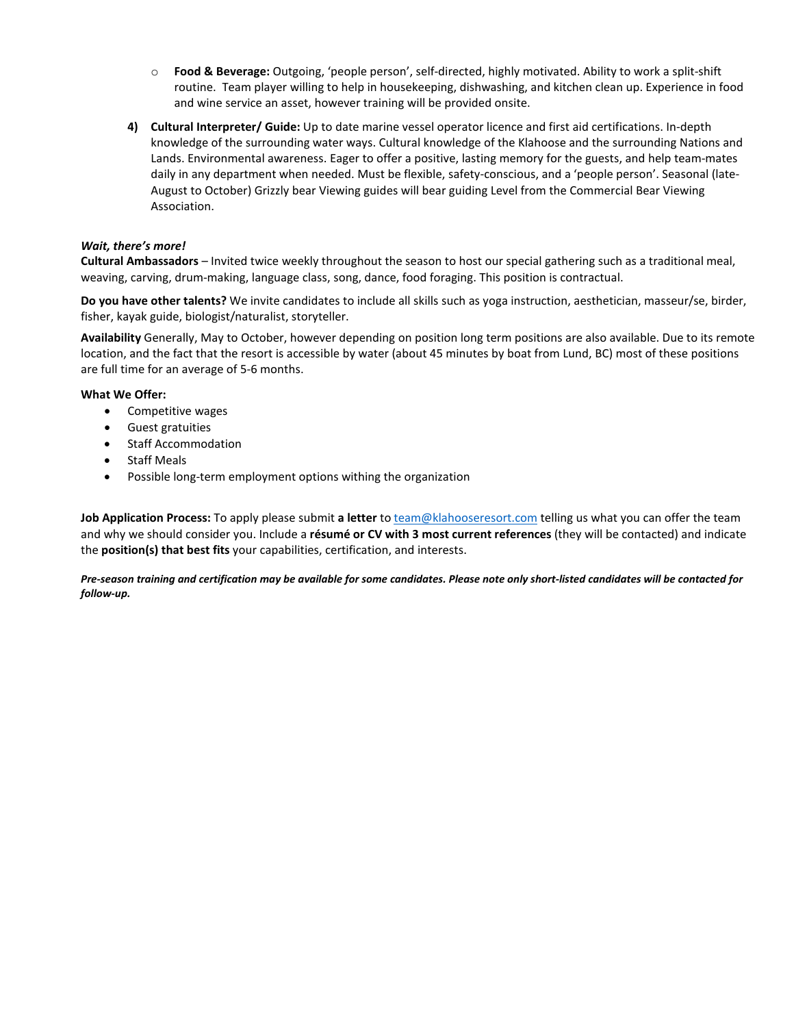- **Food & Beverage:** Outgoing, 'people person', self-directed, highly motivated. Ability to work a split-shift routine. Team player willing to help in housekeeping, dishwashing, and kitchen clean up. Experience in food and wine service an asset, however training will be provided onsite.

4) **Cultural Interpreter/ Guide:** Up to date marine vessel operator licence and first aid certifications. In-depth knowledge of the surrounding water ways. Cultural knowledge of the Klahoose and the surrounding Nations and Lands. Environmental awareness. Eager to offer a positive, lasting memory for the guests, and help team-mates daily in any department when needed. Must be flexible, safety-conscious, and a 'people person'. Seasonal (late-August to October) Grizzly bear Viewing guides will bear guiding Level from the Commercial Bear Viewing Association.

***Wait, there's more!***

**Cultural Ambassadors** – Invited twice weekly throughout the season to host our special gathering such as a traditional meal, weaving, carving, drum-making, language class, song, dance, food foraging. This position is contractual.

**Do you have other talents?** We invite candidates to include all skills such as yoga instruction, aesthetician, masseur/se, birder, fisher, kayak guide, biologist/naturalist, storyteller.

**Availability** Generally, May to October, however depending on position long term positions are also available. Due to its remote location, and the fact that the resort is accessible by water (about 45 minutes by boat from Lund, BC) most of these positions are full time for an average of 5-6 months.

**What We Offer:**

- Competitive wages
- Guest gratuities
- Staff Accommodation
- Staff Meals
- Possible long-term employment options withing the organization

**Job Application Process:** To apply please submit **a letter** to team@klahooseresort.com telling us what you can offer the team and why we should consider you. Include a **résumé or CV with 3 most current references** (they will be contacted) and indicate the **position(s) that best fits** your capabilities, certification, and interests.

***Pre-season training and certification may be available for some candidates. Please note only short-listed candidates will be contacted for follow-up.***